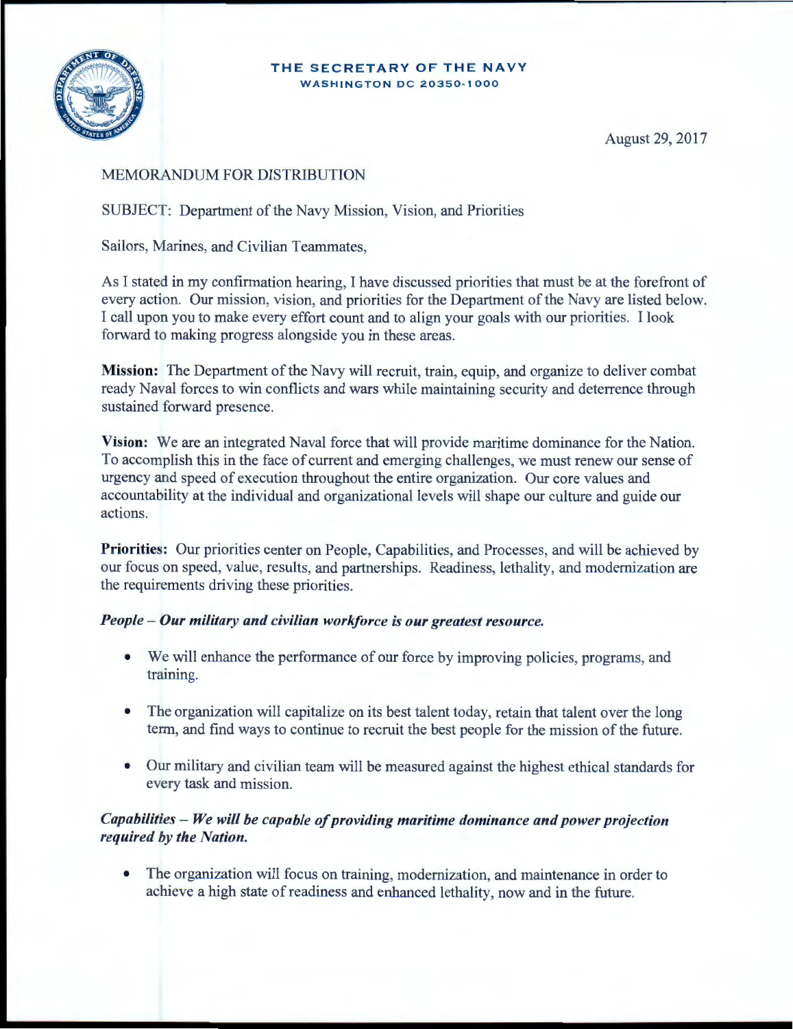THE SECRETARY OF THE NAVY
WASHINGTON DC 20350-1000

August 29, 2017

MEMORANDUM FOR DISTRIBUTION

SUBJECT: Department of the Navy Mission, Vision, and Priorities

Sailors, Marines, and Civilian Teammates,

As I stated in my confirmation hearing, I have discussed priorities that must be at the forefront of every action. Our mission, vision, and priorities for the Department of the Navy are listed below. I call upon you to make every effort count and to align your goals with our priorities. I look forward to making progress alongside you in these areas.

**Mission:** The Department of the Navy will recruit, train, equip, and organize to deliver combat ready Naval forces to win conflicts and wars while maintaining security and deterrence through sustained forward presence.

**Vision:** We are an integrated Naval force that will provide maritime dominance for the Nation. To accomplish this in the face of current and emerging challenges, we must renew our sense of urgency and speed of execution throughout the entire organization. Our core values and accountability at the individual and organizational levels will shape our culture and guide our actions.

**Priorities:** Our priorities center on People, Capabilities, and Processes, and will be achieved by our focus on speed, value, results, and partnerships. Readiness, lethality, and modernization are the requirements driving these priorities.

***People – Our military and civilian workforce is our greatest resource.***

- We will enhance the performance of our force by improving policies, programs, and training.
- The organization will capitalize on its best talent today, retain that talent over the long term, and find ways to continue to recruit the best people for the mission of the future.
- Our military and civilian team will be measured against the highest ethical standards for every task and mission.

***Capabilities – We will be capable of providing maritime dominance and power projection required by the Nation.***

- The organization will focus on training, modernization, and maintenance in order to achieve a high state of readiness and enhanced lethality, now and in the future.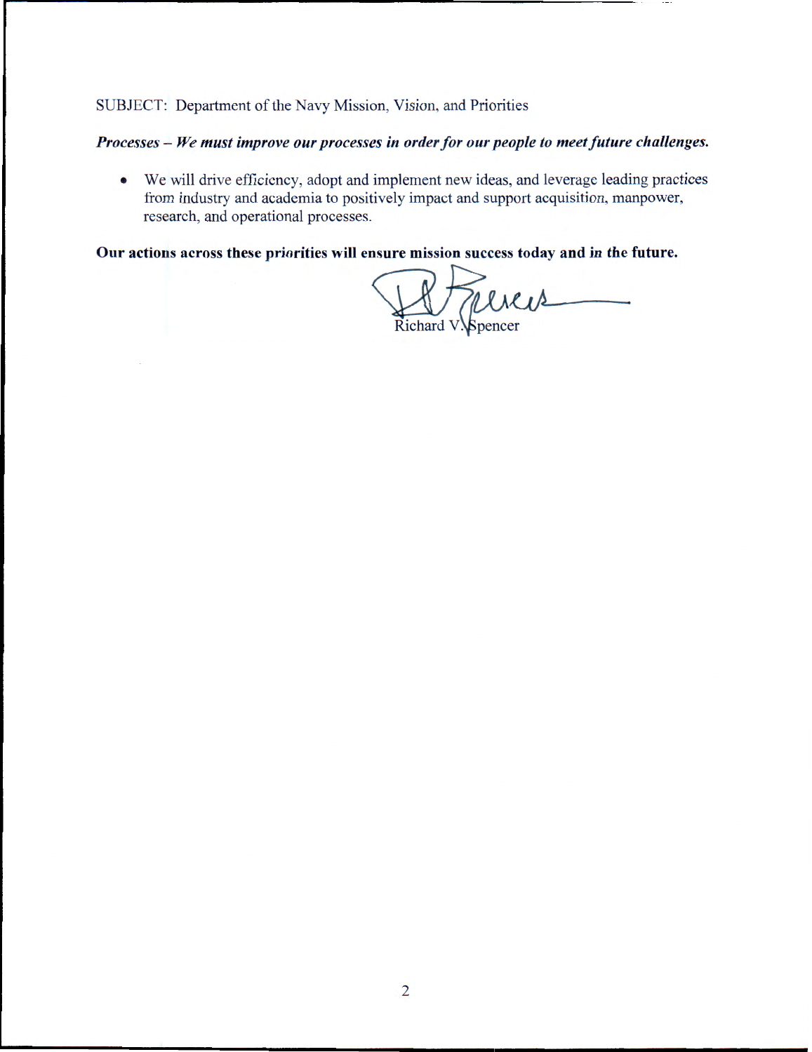SUBJECT: Department of the Navy Mission, Vision, and Priorities

***Processes – We must improve our processes in order for our people to meet future challenges.***

- We will drive efficiency, adopt and implement new ideas, and leverage leading practices from industry and academia to positively impact and support acquisition, manpower, research, and operational processes.

**Our actions across these priorities will ensure mission success today and in the future.**

Richard V. Spencer